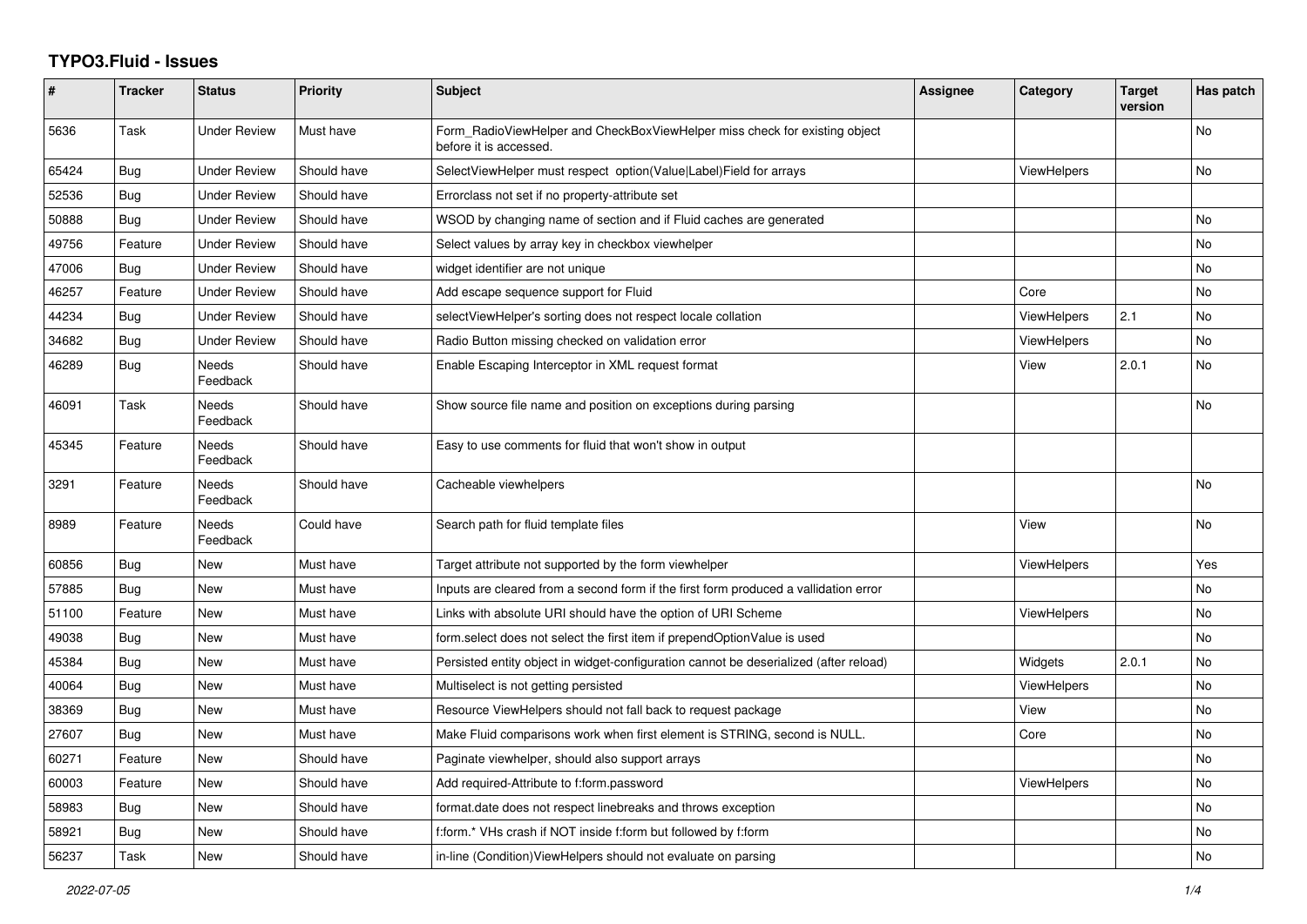# TYPO3.Fluid - Issues

| # | Tracker | Status | Priority | Subject | Assignee | Category | Target version | Has patch |
|---|---|---|---|---|---|---|---|---|
| 5636 | Task | Under Review | Must have | Form_RadioViewHelper and CheckBoxViewHelper miss check for existing object before it is accessed. | | | | No |
| 65424 | Bug | Under Review | Should have | SelectViewHelper must respect option(Value\|Label)Field for arrays | | ViewHelpers | | No |
| 52536 | Bug | Under Review | Should have | Errorclass not set if no property-attribute set | | | | |
| 50888 | Bug | Under Review | Should have | WSOD by changing name of section and if Fluid caches are generated | | | | No |
| 49756 | Feature | Under Review | Should have | Select values by array key in checkbox viewhelper | | | | No |
| 47006 | Bug | Under Review | Should have | widget identifier are not unique | | | | No |
| 46257 | Feature | Under Review | Should have | Add escape sequence support for Fluid | | Core | | No |
| 44234 | Bug | Under Review | Should have | selectViewHelper's sorting does not respect locale collation | | ViewHelpers | 2.1 | No |
| 34682 | Bug | Under Review | Should have | Radio Button missing checked on validation error | | ViewHelpers | | No |
| 46289 | Bug | Needs Feedback | Should have | Enable Escaping Interceptor in XML request format | | View | 2.0.1 | No |
| 46091 | Task | Needs Feedback | Should have | Show source file name and position on exceptions during parsing | | | | No |
| 45345 | Feature | Needs Feedback | Should have | Easy to use comments for fluid that won't show in output | | | | |
| 3291 | Feature | Needs Feedback | Should have | Cacheable viewhelpers | | | | No |
| 8989 | Feature | Needs Feedback | Could have | Search path for fluid template files | | View | | No |
| 60856 | Bug | New | Must have | Target attribute not supported by the form viewhelper | | ViewHelpers | | Yes |
| 57885 | Bug | New | Must have | Inputs are cleared from a second form if the first form produced a vallidation error | | | | No |
| 51100 | Feature | New | Must have | Links with absolute URI should have the option of URI Scheme | | ViewHelpers | | No |
| 49038 | Bug | New | Must have | form.select does not select the first item if prependOptionValue is used | | | | No |
| 45384 | Bug | New | Must have | Persisted entity object in widget-configuration cannot be deserialized (after reload) | | Widgets | 2.0.1 | No |
| 40064 | Bug | New | Must have | Multiselect is not getting persisted | | ViewHelpers | | No |
| 38369 | Bug | New | Must have | Resource ViewHelpers should not fall back to request package | | View | | No |
| 27607 | Bug | New | Must have | Make Fluid comparisons work when first element is STRING, second is NULL. | | Core | | No |
| 60271 | Feature | New | Should have | Paginate viewhelper, should also support arrays | | | | No |
| 60003 | Feature | New | Should have | Add required-Attribute to f:form.password | | ViewHelpers | | No |
| 58983 | Bug | New | Should have | format.date does not respect linebreaks and throws exception | | | | No |
| 58921 | Bug | New | Should have | f:form.* VHs crash if NOT inside f:form but followed by f:form | | | | No |
| 56237 | Task | New | Should have | in-line (Condition)ViewHelpers should not evaluate on parsing | | | | No |

*2022-07-05*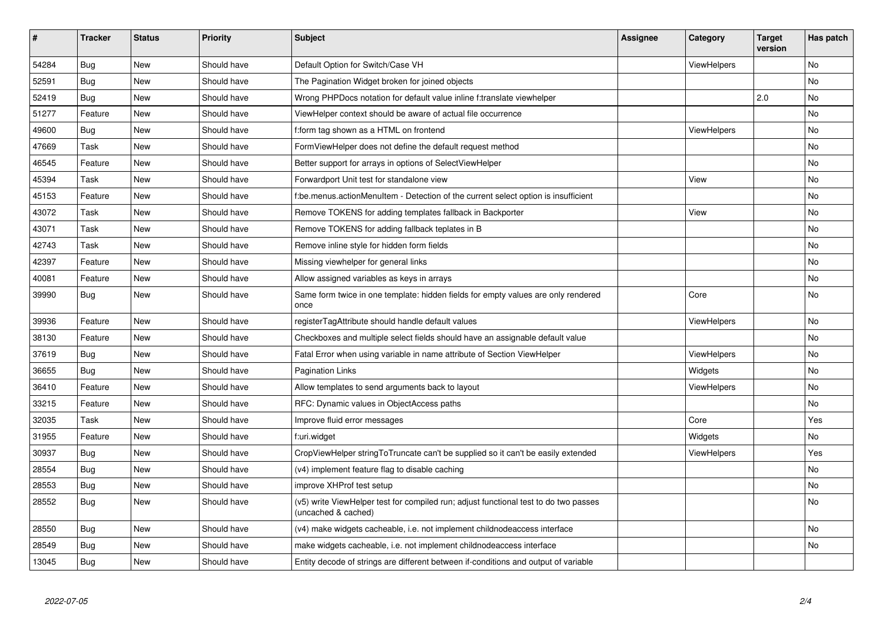| # | Tracker | Status | Priority | Subject | Assignee | Category | Target version | Has patch |
|---|---|---|---|---|---|---|---|---|
| 54284 | Bug | New | Should have | Default Option for Switch/Case VH | | ViewHelpers | | No |
| 52591 | Bug | New | Should have | The Pagination Widget broken for joined objects | | | | No |
| 52419 | Bug | New | Should have | Wrong PHPDocs notation for default value inline f:translate viewhelper | | | 2.0 | No |
| 51277 | Feature | New | Should have | ViewHelper context should be aware of actual file occurrence | | | | No |
| 49600 | Bug | New | Should have | f:form tag shown as a HTML on frontend | | ViewHelpers | | No |
| 47669 | Task | New | Should have | FormViewHelper does not define the default request method | | | | No |
| 46545 | Feature | New | Should have | Better support for arrays in options of SelectViewHelper | | | | No |
| 45394 | Task | New | Should have | Forwardport Unit test for standalone view | | View | | No |
| 45153 | Feature | New | Should have | f:be.menus.actionMenuItem - Detection of the current select option is insufficient | | | | No |
| 43072 | Task | New | Should have | Remove TOKENS for adding templates fallback in Backporter | | View | | No |
| 43071 | Task | New | Should have | Remove TOKENS for adding fallback teplates in B | | | | No |
| 42743 | Task | New | Should have | Remove inline style for hidden form fields | | | | No |
| 42397 | Feature | New | Should have | Missing viewhelper for general links | | | | No |
| 40081 | Feature | New | Should have | Allow assigned variables as keys in arrays | | | | No |
| 39990 | Bug | New | Should have | Same form twice in one template: hidden fields for empty values are only rendered once | | Core | | No |
| 39936 | Feature | New | Should have | registerTagAttribute should handle default values | | ViewHelpers | | No |
| 38130 | Feature | New | Should have | Checkboxes and multiple select fields should have an assignable default value | | | | No |
| 37619 | Bug | New | Should have | Fatal Error when using variable in name attribute of Section ViewHelper | | ViewHelpers | | No |
| 36655 | Bug | New | Should have | Pagination Links | | Widgets | | No |
| 36410 | Feature | New | Should have | Allow templates to send arguments back to layout | | ViewHelpers | | No |
| 33215 | Feature | New | Should have | RFC: Dynamic values in ObjectAccess paths | | | | No |
| 32035 | Task | New | Should have | Improve fluid error messages | | Core | | Yes |
| 31955 | Feature | New | Should have | f:uri.widget | | Widgets | | No |
| 30937 | Bug | New | Should have | CropViewHelper stringToTruncate can't be supplied so it can't be easily extended | | ViewHelpers | | Yes |
| 28554 | Bug | New | Should have | (v4) implement feature flag to disable caching | | | | No |
| 28553 | Bug | New | Should have | improve XHProf test setup | | | | No |
| 28552 | Bug | New | Should have | (v5) write ViewHelper test for compiled run; adjust functional test to do two passes (uncached & cached) | | | | No |
| 28550 | Bug | New | Should have | (v4) make widgets cacheable, i.e. not implement childnodeaccess interface | | | | No |
| 28549 | Bug | New | Should have | make widgets cacheable, i.e. not implement childnodeaccess interface | | | | No |
| 13045 | Bug | New | Should have | Entity decode of strings are different between if-conditions and output of variable | | | | |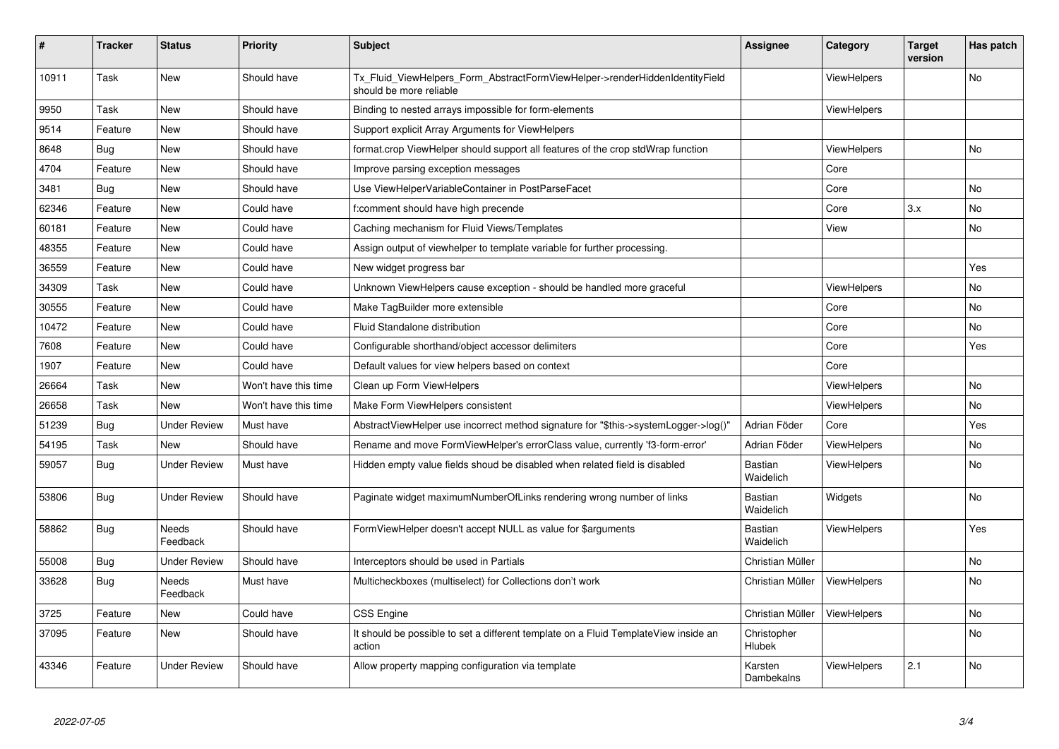| # | Tracker | Status | Priority | Subject | Assignee | Category | Target version | Has patch |
|---|---|---|---|---|---|---|---|---|
| 10911 | Task | New | Should have | Tx_Fluid_ViewHelpers_Form_AbstractFormViewHelper->renderHiddenIdentityField should be more reliable | | ViewHelpers | | No |
| 9950 | Task | New | Should have | Binding to nested arrays impossible for form-elements | | ViewHelpers | | |
| 9514 | Feature | New | Should have | Support explicit Array Arguments for ViewHelpers | | | | |
| 8648 | Bug | New | Should have | format.crop ViewHelper should support all features of the crop stdWrap function | | ViewHelpers | | No |
| 4704 | Feature | New | Should have | Improve parsing exception messages | | Core | | |
| 3481 | Bug | New | Should have | Use ViewHelperVariableContainer in PostParseFacet | | Core | | No |
| 62346 | Feature | New | Could have | f:comment should have high precende | | Core | 3.x | No |
| 60181 | Feature | New | Could have | Caching mechanism for Fluid Views/Templates | | View | | No |
| 48355 | Feature | New | Could have | Assign output of viewhelper to template variable for further processing. | | | | |
| 36559 | Feature | New | Could have | New widget progress bar | | | | Yes |
| 34309 | Task | New | Could have | Unknown ViewHelpers cause exception - should be handled more graceful | | ViewHelpers | | No |
| 30555 | Feature | New | Could have | Make TagBuilder more extensible | | Core | | No |
| 10472 | Feature | New | Could have | Fluid Standalone distribution | | Core | | No |
| 7608 | Feature | New | Could have | Configurable shorthand/object accessor delimiters | | Core | | Yes |
| 1907 | Feature | New | Could have | Default values for view helpers based on context | | Core | | |
| 26664 | Task | New | Won't have this time | Clean up Form ViewHelpers | | ViewHelpers | | No |
| 26658 | Task | New | Won't have this time | Make Form ViewHelpers consistent | | ViewHelpers | | No |
| 51239 | Bug | Under Review | Must have | AbstractViewHelper use incorrect method signature for "$this->systemLogger->log()" | Adrian Föder | Core | | Yes |
| 54195 | Task | New | Should have | Rename and move FormViewHelper's errorClass value, currently 'f3-form-error' | Adrian Föder | ViewHelpers | | No |
| 59057 | Bug | Under Review | Must have | Hidden empty value fields shoud be disabled when related field is disabled | Bastian Waidelich | ViewHelpers | | No |
| 53806 | Bug | Under Review | Should have | Paginate widget maximumNumberOfLinks rendering wrong number of links | Bastian Waidelich | Widgets | | No |
| 58862 | Bug | Needs Feedback | Should have | FormViewHelper doesn't accept NULL as value for $arguments | Bastian Waidelich | ViewHelpers | | Yes |
| 55008 | Bug | Under Review | Should have | Interceptors should be used in Partials | Christian Müller | | | No |
| 33628 | Bug | Needs Feedback | Must have | Multicheckboxes (multiselect) for Collections don't work | Christian Müller | ViewHelpers | | No |
| 3725 | Feature | New | Could have | CSS Engine | Christian Müller | ViewHelpers | | No |
| 37095 | Feature | New | Should have | It should be possible to set a different template on a Fluid TemplateView inside an action | Christopher Hlubek | | | No |
| 43346 | Feature | Under Review | Should have | Allow property mapping configuration via template | Karsten Dambekalns | ViewHelpers | 2.1 | No |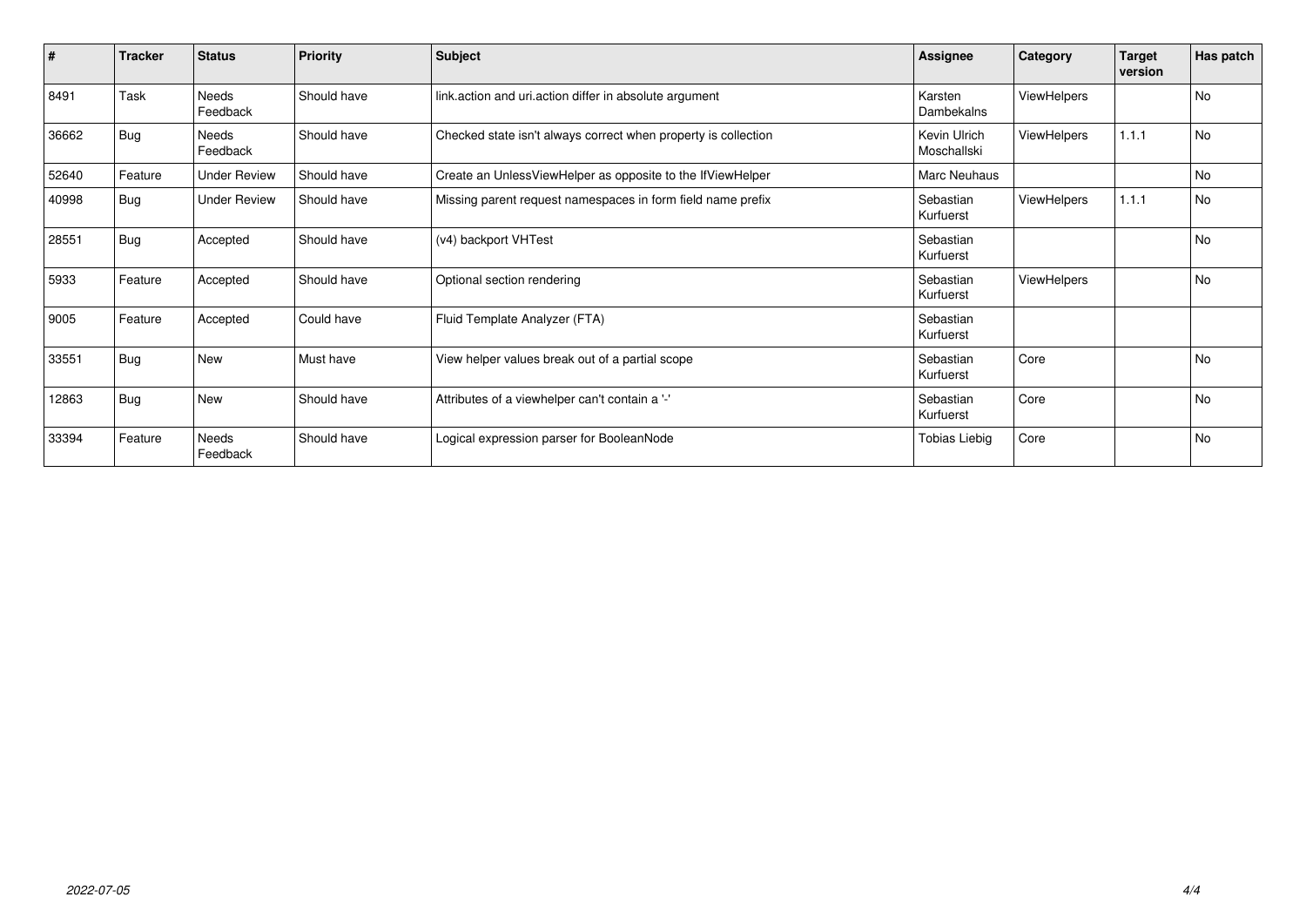| # | Tracker | Status | Priority | Subject | Assignee | Category | Target version | Has patch |
|---|---|---|---|---|---|---|---|---|
| 8491 | Task | Needs Feedback | Should have | link.action and uri.action differ in absolute argument | Karsten Dambekalns | ViewHelpers | | No |
| 36662 | Bug | Needs Feedback | Should have | Checked state isn't always correct when property is collection | Kevin Ulrich Moschallski | ViewHelpers | 1.1.1 | No |
| 52640 | Feature | Under Review | Should have | Create an UnlessViewHelper as opposite to the IfViewHelper | Marc Neuhaus | | | No |
| 40998 | Bug | Under Review | Should have | Missing parent request namespaces in form field name prefix | Sebastian Kurfuerst | ViewHelpers | 1.1.1 | No |
| 28551 | Bug | Accepted | Should have | (v4) backport VHTest | Sebastian Kurfuerst | | | No |
| 5933 | Feature | Accepted | Should have | Optional section rendering | Sebastian Kurfuerst | ViewHelpers | | No |
| 9005 | Feature | Accepted | Could have | Fluid Template Analyzer (FTA) | Sebastian Kurfuerst | | | |
| 33551 | Bug | New | Must have | View helper values break out of a partial scope | Sebastian Kurfuerst | Core | | No |
| 12863 | Bug | New | Should have | Attributes of a viewhelper can't contain a '-' | Sebastian Kurfuerst | Core | | No |
| 33394 | Feature | Needs Feedback | Should have | Logical expression parser for BooleanNode | Tobias Liebig | Core | | No |

*2022-07-05*